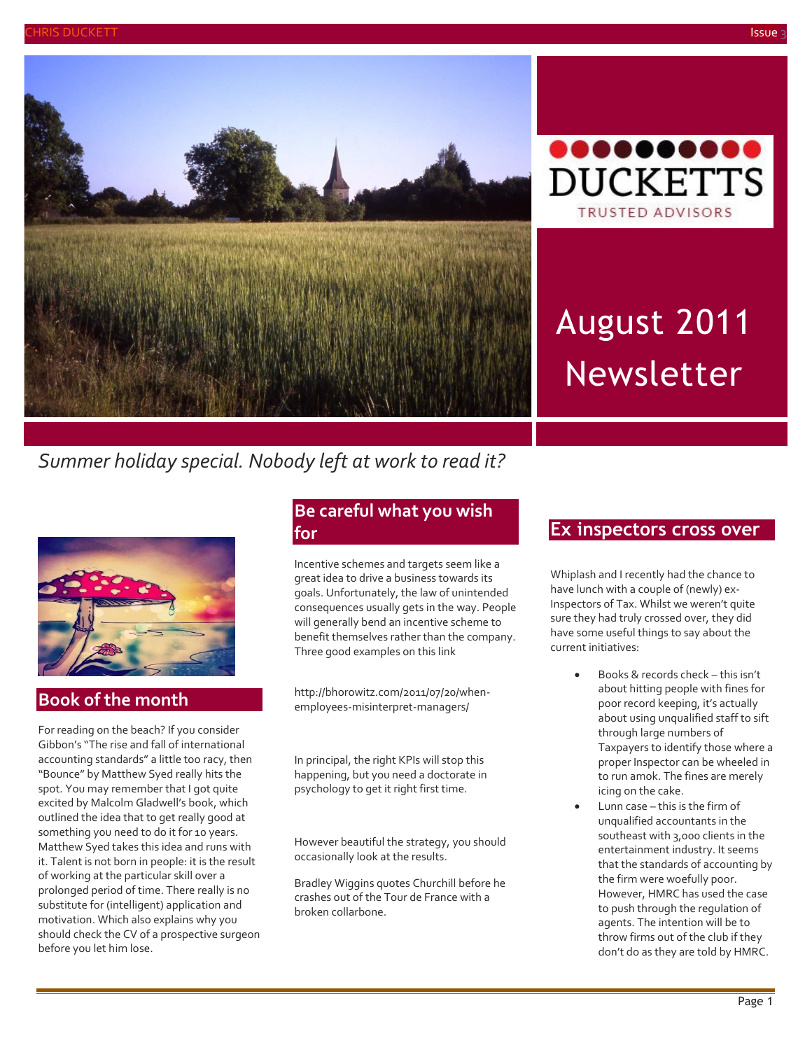DUCKETTS

TRUSTED ADVISORS

# August 2011 Newsletter

*Summer holiday special. Nobody left at work to read it?*

## Book of the month

For reading on the beach? If you consider Gibbon's "The rise and fall of international accounting standards" a little too racy, then "Bounce" by Matthew Syed really hits the spot. You may remember that I got quite excited by Malcolm Gladwell's book, which outlined the idea that to get really good at something you need to do it for 10 years. Matthew Syed takes this idea and runs with it. Talent is not born in people: it is the result of working at the particular skill over a prolonged period of time. There really is no substitute for (intelligent) application and motivation. Which also explains why you should check the CV of a prospective surgeon before you let him lose.

## Be careful what you wish for

Incentive schemes and targets seem like a great idea to drive a business towards its goals. Unfortunately, the law of unintended consequences usually gets in the way. People will generally bend an incentive scheme to benefit themselves rather than the company. Three good examples on this link

http://bhorowitz.com/2011/07/20/when-employees-misinterpret-managers/

In principal, the right KPIs will stop this happening, but you need a doctorate in psychology to get it right first time.

However beautiful the strategy, you should occasionally look at the results.

Bradley Wiggins quotes Churchill before he crashes out of the Tour de France with a broken collarbone.

## Ex inspectors cross over

Whiplash and I recently had the chance to have lunch with a couple of (newly) ex-Inspectors of Tax. Whilst we weren't quite sure they had truly crossed over, they did have some useful things to say about the current initiatives:

- Books & records check – this isn't about hitting people with fines for poor record keeping, it's actually about using unqualified staff to sift through large numbers of Taxpayers to identify those where a proper Inspector can be wheeled in to run amok. The fines are merely icing on the cake.
- Lunn case – this is the firm of unqualified accountants in the southeast with 3,000 clients in the entertainment industry. It seems that the standards of accounting by the firm were woefully poor. However, HMRC has used the case to push through the regulation of agents. The intention will be to throw firms out of the club if they don't do as they are told by HMRC.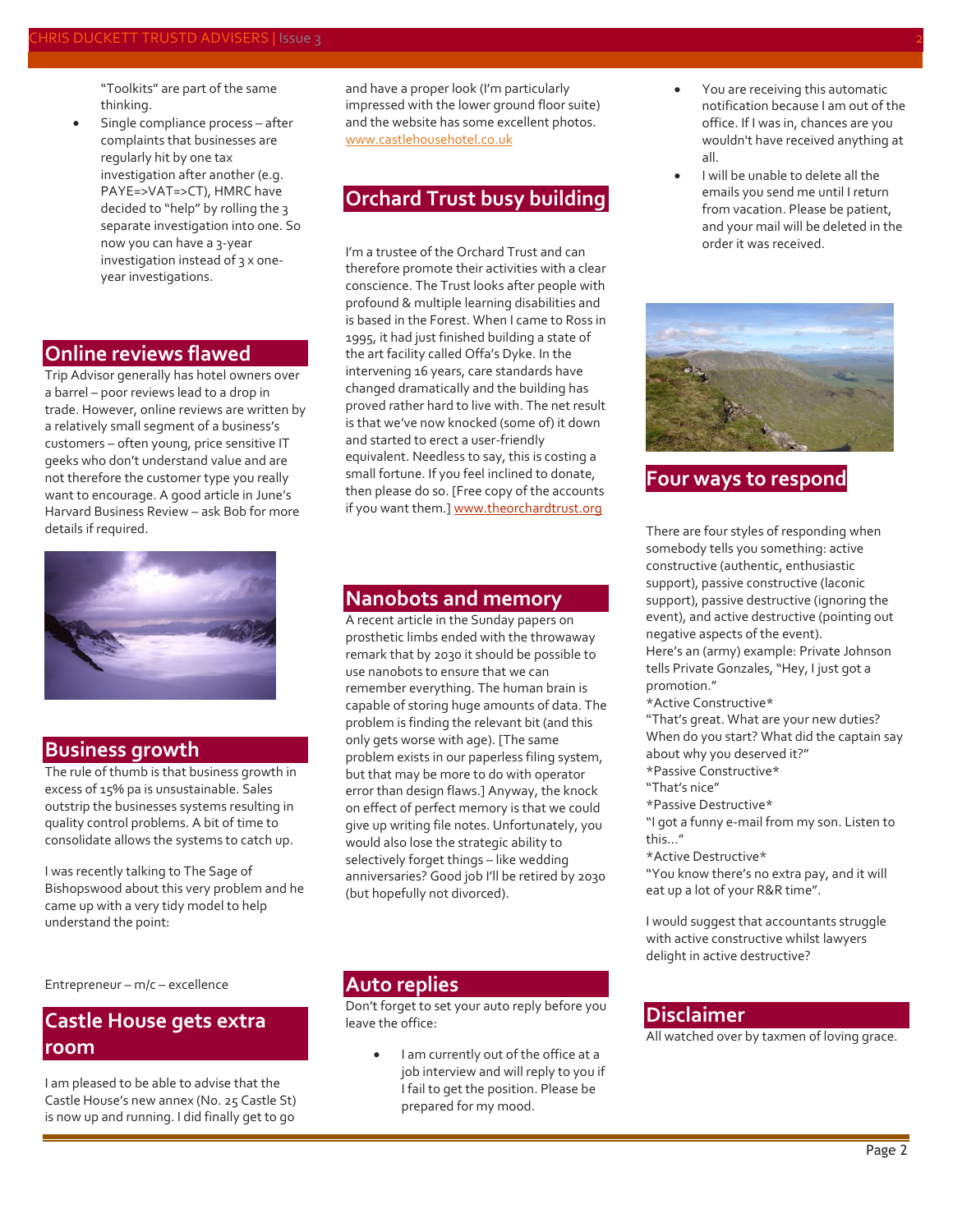"Toolkits" are part of the same thinking.

- Single compliance process – after complaints that businesses are regularly hit by one tax investigation after another (e.g. PAYE=>VAT=>CT), HMRC have decided to "help" by rolling the 3 separate investigation into one. So now you can have a 3-year investigation instead of 3 x one-year investigations.

## Online reviews flawed

Trip Advisor generally has hotel owners over a barrel – poor reviews lead to a drop in trade. However, online reviews are written by a relatively small segment of a business's customers – often young, price sensitive IT geeks who don't understand value and are not therefore the customer type you really want to encourage. A good article in June's Harvard Business Review – ask Bob for more details if required.

## Business growth

The rule of thumb is that business growth in excess of 15% pa is unsustainable. Sales outstrip the businesses systems resulting in quality control problems. A bit of time to consolidate allows the systems to catch up.

I was recently talking to The Sage of Bishopswood about this very problem and he came up with a very tidy model to help understand the point:

Entrepreneur – m/c – excellence

## Castle House gets extra room

I am pleased to be able to advise that the Castle House's new annex (No. 25 Castle St) is now up and running. I did finally get to go and have a proper look (I'm particularly impressed with the lower ground floor suite) and the website has some excellent photos. www.castlehousehotel.co.uk

## Orchard Trust busy building

I'm a trustee of the Orchard Trust and can therefore promote their activities with a clear conscience. The Trust looks after people with profound & multiple learning disabilities and is based in the Forest. When I came to Ross in 1995, it had just finished building a state of the art facility called Offa's Dyke. In the intervening 16 years, care standards have changed dramatically and the building has proved rather hard to live with. The net result is that we've now knocked (some of) it down and started to erect a user-friendly equivalent. Needless to say, this is costing a small fortune. If you feel inclined to donate, then please do so. [Free copy of the accounts if you want them.] www.theorchardtrust.org

## Nanobots and memory

A recent article in the Sunday papers on prosthetic limbs ended with the throwaway remark that by 2030 it should be possible to use nanobots to ensure that we can remember everything. The human brain is capable of storing huge amounts of data. The problem is finding the relevant bit (and this only gets worse with age). [The same problem exists in our paperless filing system, but that may be more to do with operator error than design flaws.] Anyway, the knock on effect of perfect memory is that we could give up writing file notes. Unfortunately, you would also lose the strategic ability to selectively forget things – like wedding anniversaries? Good job I'll be retired by 2030 (but hopefully not divorced).

## Auto replies

Don't forget to set your auto reply before you leave the office:

- I am currently out of the office at a job interview and will reply to you if I fail to get the position. Please be prepared for my mood.
- You are receiving this automatic notification because I am out of the office. If I was in, chances are you wouldn't have received anything at all.
- I will be unable to delete all the emails you send me until I return from vacation. Please be patient, and your mail will be deleted in the order it was received.

## Four ways to respond

There are four styles of responding when somebody tells you something: active constructive (authentic, enthusiastic support), passive constructive (laconic support), passive destructive (ignoring the event), and active destructive (pointing out negative aspects of the event).
Here's an (army) example: Private Johnson tells Private Gonzales, "Hey, I just got a promotion."
*Active Constructive*
"That's great. What are your new duties? When do you start? What did the captain say about why you deserved it?"
*Passive Constructive*
"That's nice"
*Passive Destructive*
"I got a funny e-mail from my son. Listen to this..."
*Active Destructive*
"You know there's no extra pay, and it will eat up a lot of your R&R time".

I would suggest that accountants struggle with active constructive whilst lawyers delight in active destructive?

## Disclaimer

All watched over by taxmen of loving grace.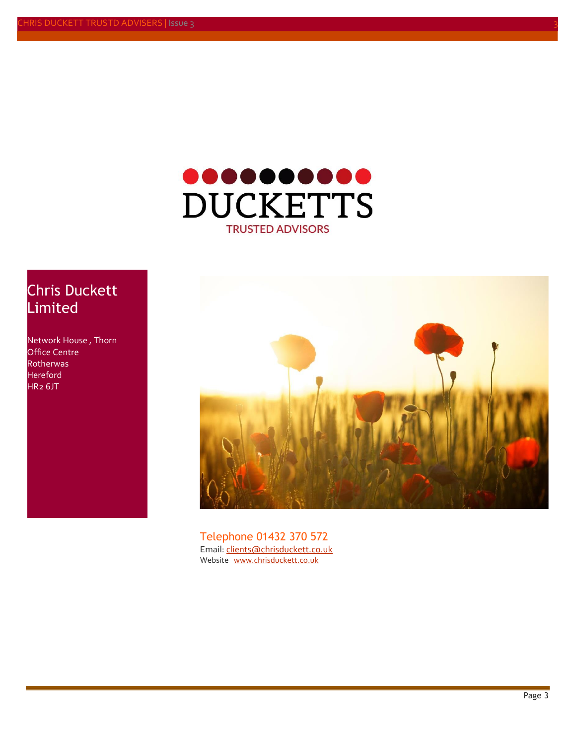DUCKETTS

TRUSTED ADVISORS

## Chris Duckett Limited

Network House , Thorn Office Centre
Rotherwas
Hereford
HR2 6JT

Telephone 01432 370 572
Email: clients@chrisduckett.co.uk
Website www.chrisduckett.co.uk